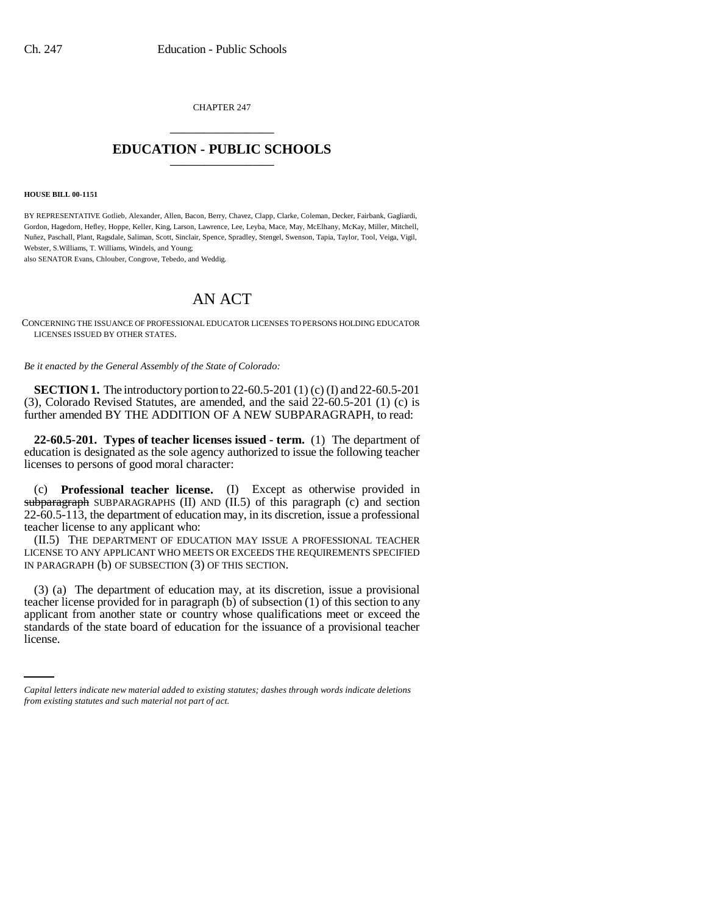CHAPTER 247

# EDUCATION - PUBLIC SCHOOLS

**HOUSE BILL 00-1151**

BY REPRESENTATIVE Gotlieb, Alexander, Allen, Bacon, Berry, Chavez, Clapp, Clarke, Coleman, Decker, Fairbank, Gagliardi, Gordon, Hagedorn, Hefley, Hoppe, Keller, King, Larson, Lawrence, Lee, Leyba, Mace, May, McElhany, McKay, Miller, Mitchell, Nuñez, Paschall, Plant, Ragsdale, Saliman, Scott, Sinclair, Spence, Spradley, Stengel, Swenson, Tapia, Taylor, Tool, Veiga, Vigil, Webster, S.Williams, T. Williams, Windels, and Young;
also SENATOR Evans, Chlouber, Congrove, Tebedo, and Weddig.

# AN ACT

CONCERNING THE ISSUANCE OF PROFESSIONAL EDUCATOR LICENSES TO PERSONS HOLDING EDUCATOR LICENSES ISSUED BY OTHER STATES.

*Be it enacted by the General Assembly of the State of Colorado:*

**SECTION 1.** The introductory portion to 22-60.5-201 (1) (c) (I) and 22-60.5-201 (3), Colorado Revised Statutes, are amended, and the said 22-60.5-201 (1) (c) is further amended BY THE ADDITION OF A NEW SUBPARAGRAPH, to read:

**22-60.5-201. Types of teacher licenses issued - term.** (1) The department of education is designated as the sole agency authorized to issue the following teacher licenses to persons of good moral character:

(c) **Professional teacher license.** (I) Except as otherwise provided in ~~subparagraph~~ SUBPARAGRAPHS (II) AND (II.5) of this paragraph (c) and section 22-60.5-113, the department of education may, in its discretion, issue a professional teacher license to any applicant who:

(II.5) THE DEPARTMENT OF EDUCATION MAY ISSUE A PROFESSIONAL TEACHER LICENSE TO ANY APPLICANT WHO MEETS OR EXCEEDS THE REQUIREMENTS SPECIFIED IN PARAGRAPH (b) OF SUBSECTION (3) OF THIS SECTION.

(3) (a) The department of education may, at its discretion, issue a provisional teacher license provided for in paragraph (b) of subsection (1) of this section to any applicant from another state or country whose qualifications meet or exceed the standards of the state board of education for the issuance of a provisional teacher license.

*Capital letters indicate new material added to existing statutes; dashes through words indicate deletions from existing statutes and such material not part of act.*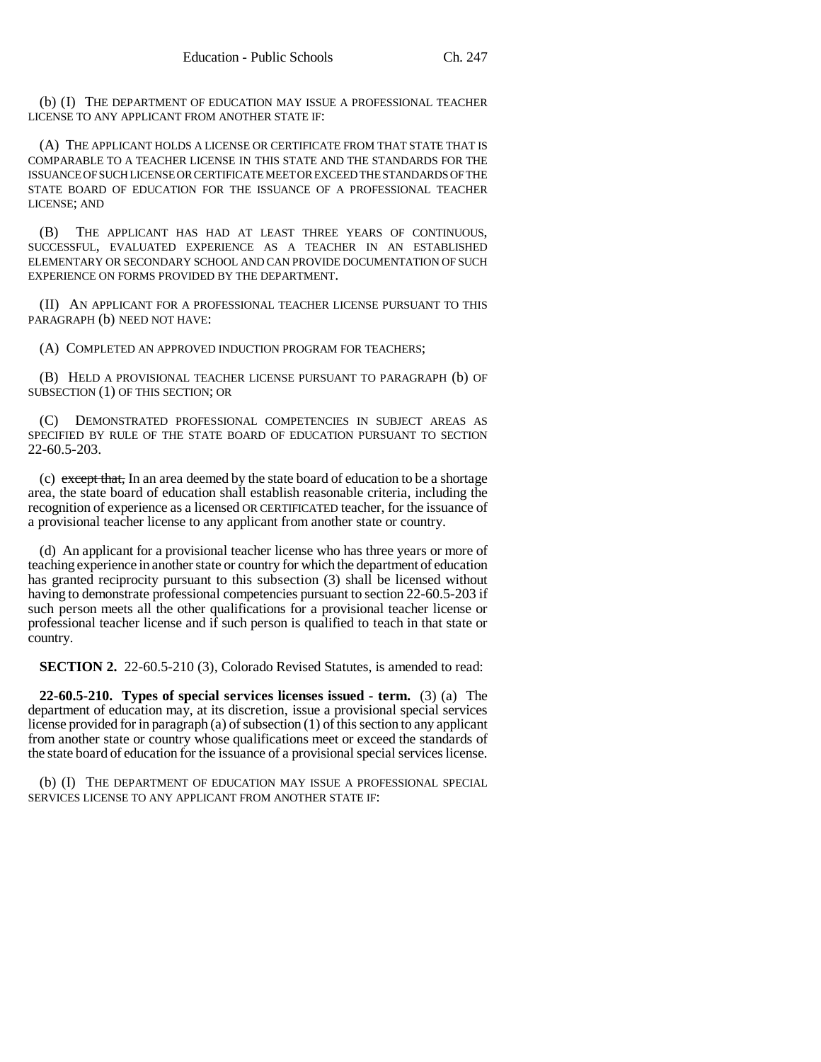(b) (I) THE DEPARTMENT OF EDUCATION MAY ISSUE A PROFESSIONAL TEACHER LICENSE TO ANY APPLICANT FROM ANOTHER STATE IF:

(A) THE APPLICANT HOLDS A LICENSE OR CERTIFICATE FROM THAT STATE THAT IS COMPARABLE TO A TEACHER LICENSE IN THIS STATE AND THE STANDARDS FOR THE ISSUANCE OF SUCH LICENSE OR CERTIFICATE MEET OR EXCEED THE STANDARDS OF THE STATE BOARD OF EDUCATION FOR THE ISSUANCE OF A PROFESSIONAL TEACHER LICENSE; AND

(B) THE APPLICANT HAS HAD AT LEAST THREE YEARS OF CONTINUOUS, SUCCESSFUL, EVALUATED EXPERIENCE AS A TEACHER IN AN ESTABLISHED ELEMENTARY OR SECONDARY SCHOOL AND CAN PROVIDE DOCUMENTATION OF SUCH EXPERIENCE ON FORMS PROVIDED BY THE DEPARTMENT.

(II) AN APPLICANT FOR A PROFESSIONAL TEACHER LICENSE PURSUANT TO THIS PARAGRAPH (b) NEED NOT HAVE:

(A) COMPLETED AN APPROVED INDUCTION PROGRAM FOR TEACHERS;

(B) HELD A PROVISIONAL TEACHER LICENSE PURSUANT TO PARAGRAPH (b) OF SUBSECTION (1) OF THIS SECTION; OR

(C) DEMONSTRATED PROFESSIONAL COMPETENCIES IN SUBJECT AREAS AS SPECIFIED BY RULE OF THE STATE BOARD OF EDUCATION PURSUANT TO SECTION 22-60.5-203.

(c) ~~except that,~~ In an area deemed by the state board of education to be a shortage area, the state board of education shall establish reasonable criteria, including the recognition of experience as a licensed OR CERTIFICATED teacher, for the issuance of a provisional teacher license to any applicant from another state or country.

(d) An applicant for a provisional teacher license who has three years or more of teaching experience in another state or country for which the department of education has granted reciprocity pursuant to this subsection (3) shall be licensed without having to demonstrate professional competencies pursuant to section 22-60.5-203 if such person meets all the other qualifications for a provisional teacher license or professional teacher license and if such person is qualified to teach in that state or country.

**SECTION 2.** 22-60.5-210 (3), Colorado Revised Statutes, is amended to read:

**22-60.5-210. Types of special services licenses issued - term.** (3) (a) The department of education may, at its discretion, issue a provisional special services license provided for in paragraph (a) of subsection (1) of this section to any applicant from another state or country whose qualifications meet or exceed the standards of the state board of education for the issuance of a provisional special services license.

(b) (I) THE DEPARTMENT OF EDUCATION MAY ISSUE A PROFESSIONAL SPECIAL SERVICES LICENSE TO ANY APPLICANT FROM ANOTHER STATE IF: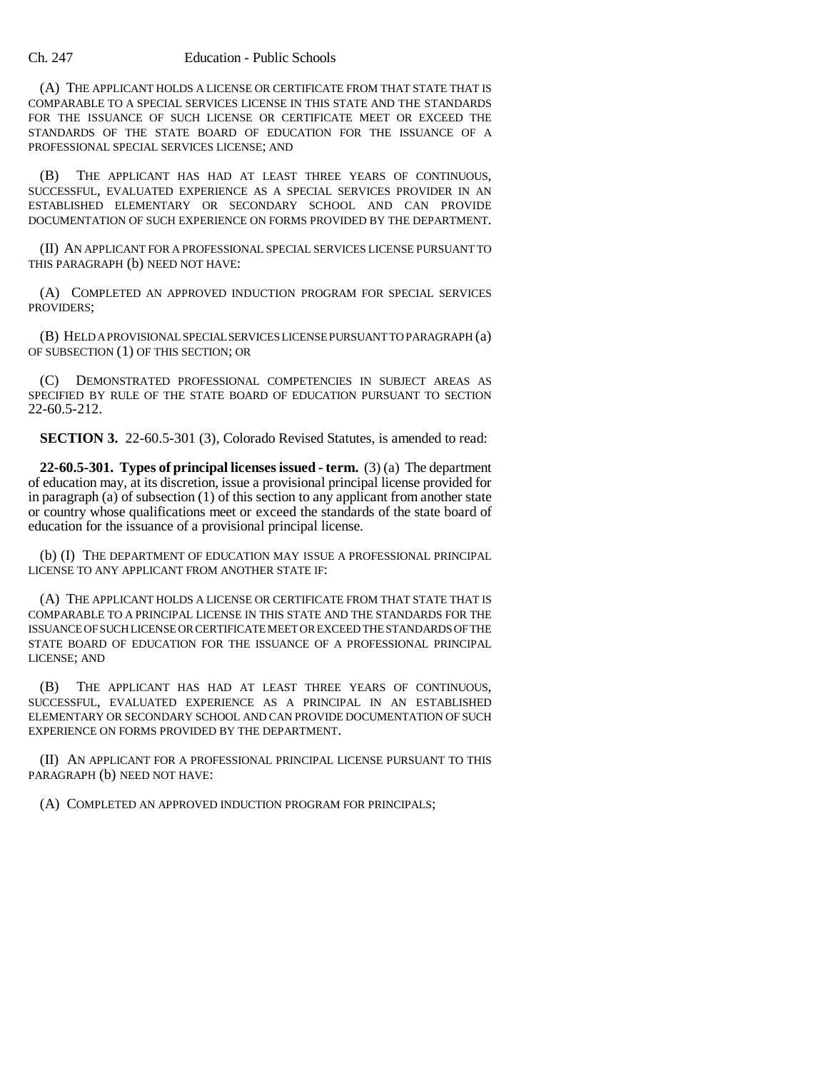(A) THE APPLICANT HOLDS A LICENSE OR CERTIFICATE FROM THAT STATE THAT IS COMPARABLE TO A SPECIAL SERVICES LICENSE IN THIS STATE AND THE STANDARDS FOR THE ISSUANCE OF SUCH LICENSE OR CERTIFICATE MEET OR EXCEED THE STANDARDS OF THE STATE BOARD OF EDUCATION FOR THE ISSUANCE OF A PROFESSIONAL SPECIAL SERVICES LICENSE; AND

(B) THE APPLICANT HAS HAD AT LEAST THREE YEARS OF CONTINUOUS, SUCCESSFUL, EVALUATED EXPERIENCE AS A SPECIAL SERVICES PROVIDER IN AN ESTABLISHED ELEMENTARY OR SECONDARY SCHOOL AND CAN PROVIDE DOCUMENTATION OF SUCH EXPERIENCE ON FORMS PROVIDED BY THE DEPARTMENT.

(II) AN APPLICANT FOR A PROFESSIONAL SPECIAL SERVICES LICENSE PURSUANT TO THIS PARAGRAPH (b) NEED NOT HAVE:

(A) COMPLETED AN APPROVED INDUCTION PROGRAM FOR SPECIAL SERVICES PROVIDERS;

(B) HELD A PROVISIONAL SPECIAL SERVICES LICENSE PURSUANT TO PARAGRAPH (a) OF SUBSECTION (1) OF THIS SECTION; OR

(C) DEMONSTRATED PROFESSIONAL COMPETENCIES IN SUBJECT AREAS AS SPECIFIED BY RULE OF THE STATE BOARD OF EDUCATION PURSUANT TO SECTION 22-60.5-212.

**SECTION 3.** 22-60.5-301 (3), Colorado Revised Statutes, is amended to read:

**22-60.5-301. Types of principal licenses issued - term.** (3) (a) The department of education may, at its discretion, issue a provisional principal license provided for in paragraph (a) of subsection (1) of this section to any applicant from another state or country whose qualifications meet or exceed the standards of the state board of education for the issuance of a provisional principal license.

(b) (I) THE DEPARTMENT OF EDUCATION MAY ISSUE A PROFESSIONAL PRINCIPAL LICENSE TO ANY APPLICANT FROM ANOTHER STATE IF:

(A) THE APPLICANT HOLDS A LICENSE OR CERTIFICATE FROM THAT STATE THAT IS COMPARABLE TO A PRINCIPAL LICENSE IN THIS STATE AND THE STANDARDS FOR THE ISSUANCE OF SUCH LICENSE OR CERTIFICATE MEET OR EXCEED THE STANDARDS OF THE STATE BOARD OF EDUCATION FOR THE ISSUANCE OF A PROFESSIONAL PRINCIPAL LICENSE; AND

(B) THE APPLICANT HAS HAD AT LEAST THREE YEARS OF CONTINUOUS, SUCCESSFUL, EVALUATED EXPERIENCE AS A PRINCIPAL IN AN ESTABLISHED ELEMENTARY OR SECONDARY SCHOOL AND CAN PROVIDE DOCUMENTATION OF SUCH EXPERIENCE ON FORMS PROVIDED BY THE DEPARTMENT.

(II) AN APPLICANT FOR A PROFESSIONAL PRINCIPAL LICENSE PURSUANT TO THIS PARAGRAPH (b) NEED NOT HAVE:

(A) COMPLETED AN APPROVED INDUCTION PROGRAM FOR PRINCIPALS;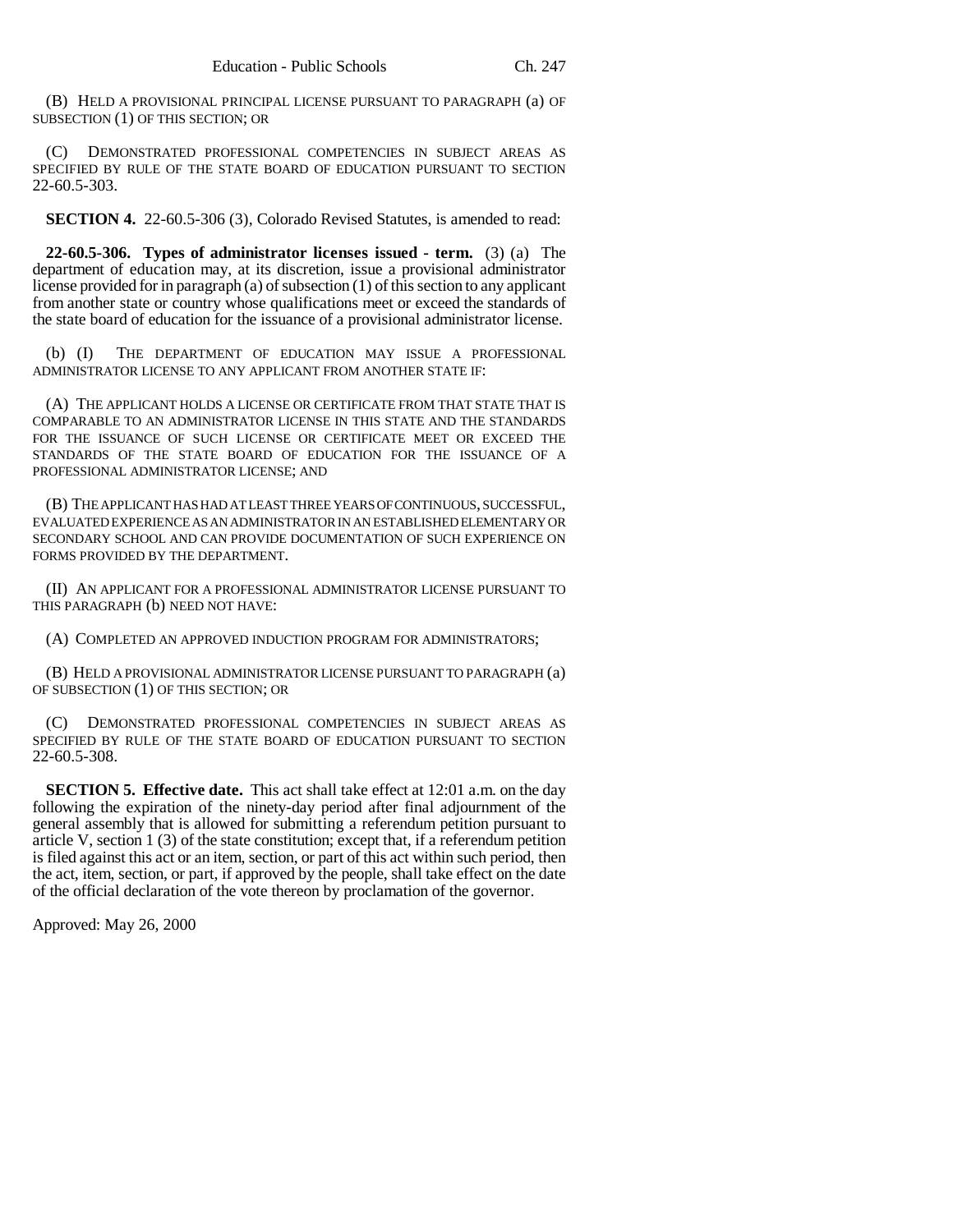(B) HELD A PROVISIONAL PRINCIPAL LICENSE PURSUANT TO PARAGRAPH (a) OF SUBSECTION (1) OF THIS SECTION; OR

(C) DEMONSTRATED PROFESSIONAL COMPETENCIES IN SUBJECT AREAS AS SPECIFIED BY RULE OF THE STATE BOARD OF EDUCATION PURSUANT TO SECTION 22-60.5-303.

**SECTION 4.** 22-60.5-306 (3), Colorado Revised Statutes, is amended to read:

**22-60.5-306. Types of administrator licenses issued - term.** (3) (a) The department of education may, at its discretion, issue a provisional administrator license provided for in paragraph (a) of subsection (1) of this section to any applicant from another state or country whose qualifications meet or exceed the standards of the state board of education for the issuance of a provisional administrator license.

(b) (I) THE DEPARTMENT OF EDUCATION MAY ISSUE A PROFESSIONAL ADMINISTRATOR LICENSE TO ANY APPLICANT FROM ANOTHER STATE IF:

(A) THE APPLICANT HOLDS A LICENSE OR CERTIFICATE FROM THAT STATE THAT IS COMPARABLE TO AN ADMINISTRATOR LICENSE IN THIS STATE AND THE STANDARDS FOR THE ISSUANCE OF SUCH LICENSE OR CERTIFICATE MEET OR EXCEED THE STANDARDS OF THE STATE BOARD OF EDUCATION FOR THE ISSUANCE OF A PROFESSIONAL ADMINISTRATOR LICENSE; AND

(B) THE APPLICANT HAS HAD AT LEAST THREE YEARS OF CONTINUOUS, SUCCESSFUL, EVALUATED EXPERIENCE AS AN ADMINISTRATOR IN AN ESTABLISHED ELEMENTARY OR SECONDARY SCHOOL AND CAN PROVIDE DOCUMENTATION OF SUCH EXPERIENCE ON FORMS PROVIDED BY THE DEPARTMENT.

(II) AN APPLICANT FOR A PROFESSIONAL ADMINISTRATOR LICENSE PURSUANT TO THIS PARAGRAPH (b) NEED NOT HAVE:

(A) COMPLETED AN APPROVED INDUCTION PROGRAM FOR ADMINISTRATORS;

(B) HELD A PROVISIONAL ADMINISTRATOR LICENSE PURSUANT TO PARAGRAPH (a) OF SUBSECTION (1) OF THIS SECTION; OR

(C) DEMONSTRATED PROFESSIONAL COMPETENCIES IN SUBJECT AREAS AS SPECIFIED BY RULE OF THE STATE BOARD OF EDUCATION PURSUANT TO SECTION 22-60.5-308.

**SECTION 5. Effective date.** This act shall take effect at 12:01 a.m. on the day following the expiration of the ninety-day period after final adjournment of the general assembly that is allowed for submitting a referendum petition pursuant to article V, section 1 (3) of the state constitution; except that, if a referendum petition is filed against this act or an item, section, or part of this act within such period, then the act, item, section, or part, if approved by the people, shall take effect on the date of the official declaration of the vote thereon by proclamation of the governor.

Approved: May 26, 2000